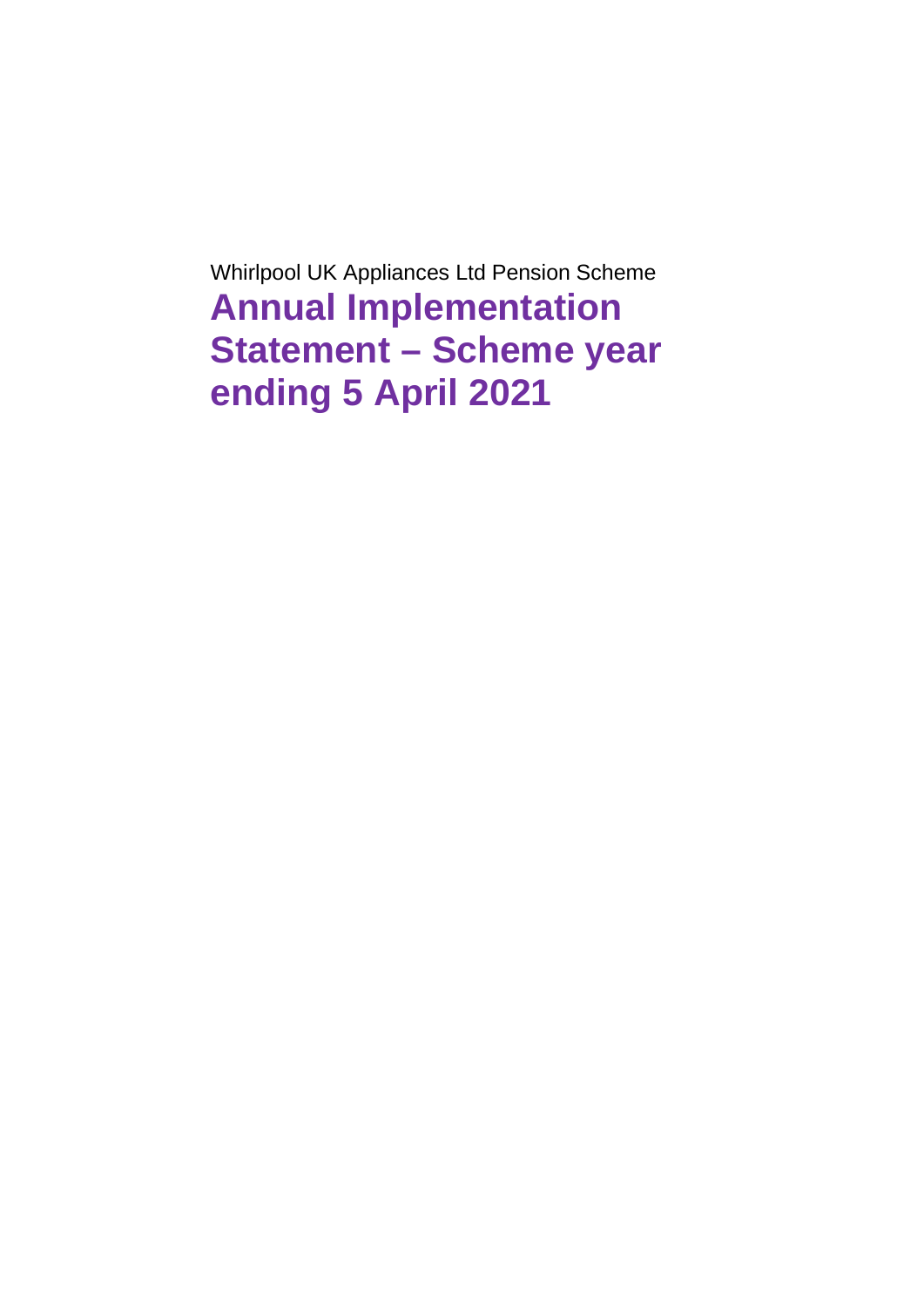Whirlpool UK Appliances Ltd Pension Scheme

# Annual Implementation Statement – Scheme year ending 5 April 2021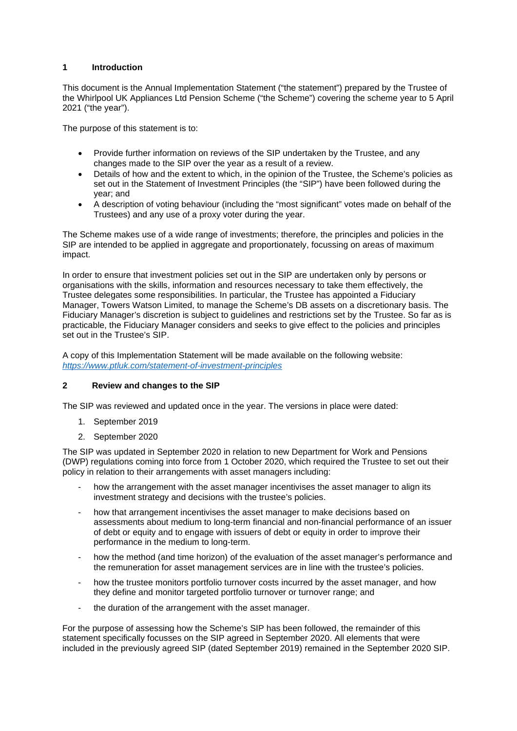## 1 Introduction

This document is the Annual Implementation Statement ("the statement") prepared by the Trustee of the Whirlpool UK Appliances Ltd Pension Scheme ("the Scheme") covering the scheme year to 5 April 2021 ("the year").

The purpose of this statement is to:

- Provide further information on reviews of the SIP undertaken by the Trustee, and any changes made to the SIP over the year as a result of a review.
- Details of how and the extent to which, in the opinion of the Trustee, the Scheme's policies as set out in the Statement of Investment Principles (the "SIP") have been followed during the year; and
- A description of voting behaviour (including the "most significant" votes made on behalf of the Trustees) and any use of a proxy voter during the year.

The Scheme makes use of a wide range of investments; therefore, the principles and policies in the SIP are intended to be applied in aggregate and proportionately, focussing on areas of maximum impact.

In order to ensure that investment policies set out in the SIP are undertaken only by persons or organisations with the skills, information and resources necessary to take them effectively, the Trustee delegates some responsibilities. In particular, the Trustee has appointed a Fiduciary Manager, Towers Watson Limited, to manage the Scheme's DB assets on a discretionary basis. The Fiduciary Manager's discretion is subject to guidelines and restrictions set by the Trustee. So far as is practicable, the Fiduciary Manager considers and seeks to give effect to the policies and principles set out in the Trustee's SIP.

A copy of this Implementation Statement will be made available on the following website: *https://www.ptluk.com/statement-of-investment-principles*

## 2 Review and changes to the SIP

The SIP was reviewed and updated once in the year. The versions in place were dated:

1. September 2019
2. September 2020

The SIP was updated in September 2020 in relation to new Department for Work and Pensions (DWP) regulations coming into force from 1 October 2020, which required the Trustee to set out their policy in relation to their arrangements with asset managers including:

- how the arrangement with the asset manager incentivises the asset manager to align its investment strategy and decisions with the trustee's policies.
- how that arrangement incentivises the asset manager to make decisions based on assessments about medium to long-term financial and non-financial performance of an issuer of debt or equity and to engage with issuers of debt or equity in order to improve their performance in the medium to long-term.
- how the method (and time horizon) of the evaluation of the asset manager's performance and the remuneration for asset management services are in line with the trustee's policies.
- how the trustee monitors portfolio turnover costs incurred by the asset manager, and how they define and monitor targeted portfolio turnover or turnover range; and
- the duration of the arrangement with the asset manager.

For the purpose of assessing how the Scheme's SIP has been followed, the remainder of this statement specifically focusses on the SIP agreed in September 2020. All elements that were included in the previously agreed SIP (dated September 2019) remained in the September 2020 SIP.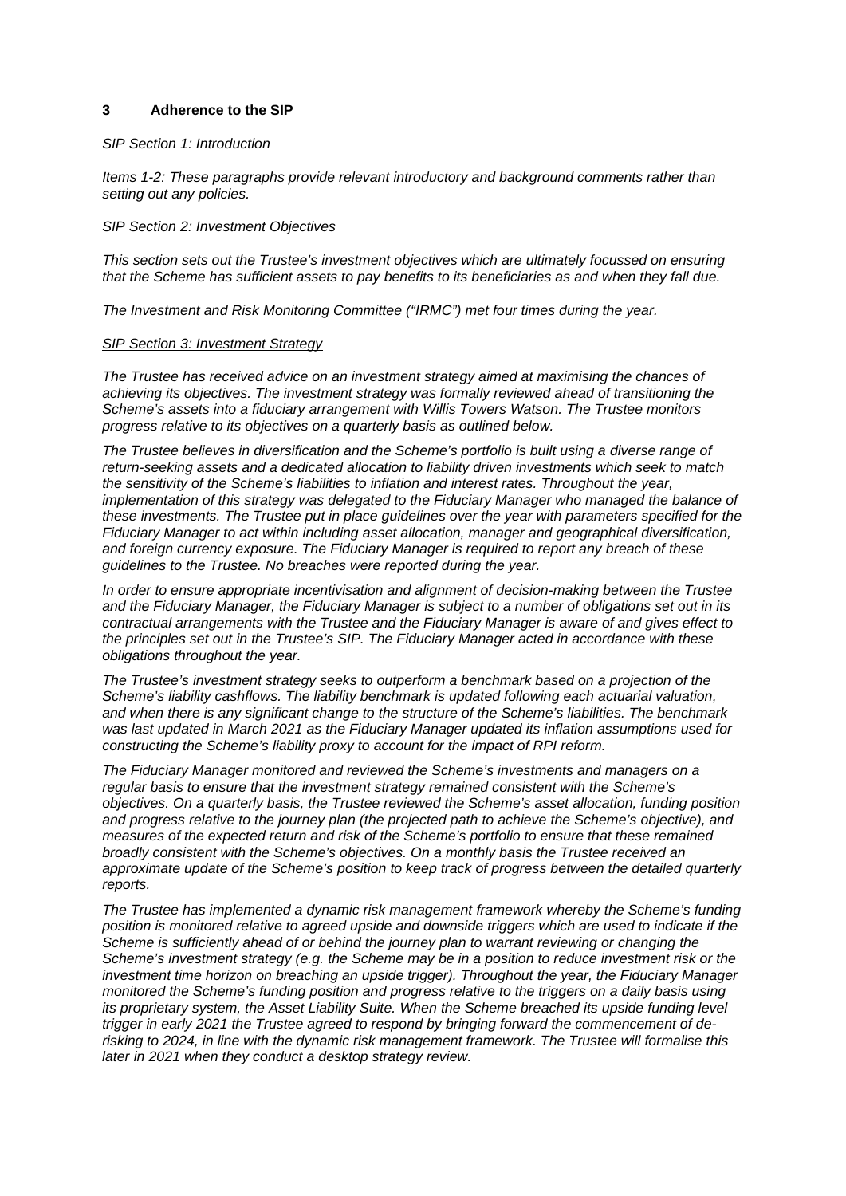## 3 Adherence to the SIP

*SIP Section 1: Introduction*

*Items 1-2: These paragraphs provide relevant introductory and background comments rather than setting out any policies.*

*SIP Section 2: Investment Objectives*

*This section sets out the Trustee's investment objectives which are ultimately focussed on ensuring that the Scheme has sufficient assets to pay benefits to its beneficiaries as and when they fall due.*

*The Investment and Risk Monitoring Committee ("IRMC") met four times during the year.*

*SIP Section 3: Investment Strategy*

*The Trustee has received advice on an investment strategy aimed at maximising the chances of achieving its objectives. The investment strategy was formally reviewed ahead of transitioning the Scheme's assets into a fiduciary arrangement with Willis Towers Watson. The Trustee monitors progress relative to its objectives on a quarterly basis as outlined below.*

*The Trustee believes in diversification and the Scheme's portfolio is built using a diverse range of return-seeking assets and a dedicated allocation to liability driven investments which seek to match the sensitivity of the Scheme's liabilities to inflation and interest rates. Throughout the year, implementation of this strategy was delegated to the Fiduciary Manager who managed the balance of these investments. The Trustee put in place guidelines over the year with parameters specified for the Fiduciary Manager to act within including asset allocation, manager and geographical diversification, and foreign currency exposure. The Fiduciary Manager is required to report any breach of these guidelines to the Trustee. No breaches were reported during the year.*

*In order to ensure appropriate incentivisation and alignment of decision-making between the Trustee and the Fiduciary Manager, the Fiduciary Manager is subject to a number of obligations set out in its contractual arrangements with the Trustee and the Fiduciary Manager is aware of and gives effect to the principles set out in the Trustee's SIP. The Fiduciary Manager acted in accordance with these obligations throughout the year.*

*The Trustee's investment strategy seeks to outperform a benchmark based on a projection of the Scheme's liability cashflows. The liability benchmark is updated following each actuarial valuation, and when there is any significant change to the structure of the Scheme's liabilities. The benchmark was last updated in March 2021 as the Fiduciary Manager updated its inflation assumptions used for constructing the Scheme's liability proxy to account for the impact of RPI reform.*

*The Fiduciary Manager monitored and reviewed the Scheme's investments and managers on a regular basis to ensure that the investment strategy remained consistent with the Scheme's objectives. On a quarterly basis, the Trustee reviewed the Scheme's asset allocation, funding position and progress relative to the journey plan (the projected path to achieve the Scheme's objective), and measures of the expected return and risk of the Scheme's portfolio to ensure that these remained broadly consistent with the Scheme's objectives. On a monthly basis the Trustee received an approximate update of the Scheme's position to keep track of progress between the detailed quarterly reports.*

*The Trustee has implemented a dynamic risk management framework whereby the Scheme's funding position is monitored relative to agreed upside and downside triggers which are used to indicate if the Scheme is sufficiently ahead of or behind the journey plan to warrant reviewing or changing the Scheme's investment strategy (e.g. the Scheme may be in a position to reduce investment risk or the investment time horizon on breaching an upside trigger). Throughout the year, the Fiduciary Manager monitored the Scheme's funding position and progress relative to the triggers on a daily basis using its proprietary system, the Asset Liability Suite. When the Scheme breached its upside funding level trigger in early 2021 the Trustee agreed to respond by bringing forward the commencement of de-risking to 2024, in line with the dynamic risk management framework. The Trustee will formalise this later in 2021 when they conduct a desktop strategy review.*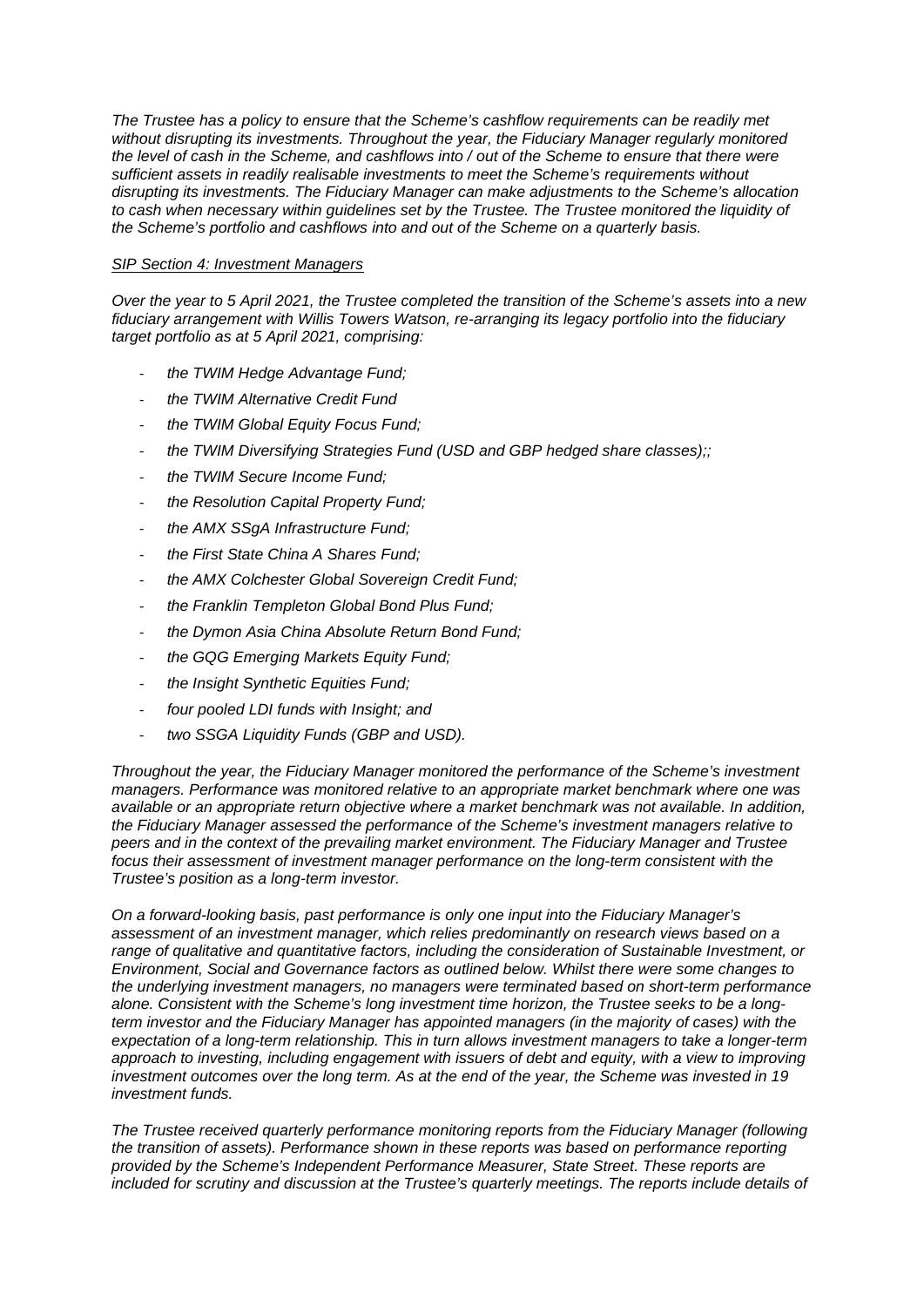*The Trustee has a policy to ensure that the Scheme's cashflow requirements can be readily met without disrupting its investments. Throughout the year, the Fiduciary Manager regularly monitored the level of cash in the Scheme, and cashflows into / out of the Scheme to ensure that there were sufficient assets in readily realisable investments to meet the Scheme's requirements without disrupting its investments. The Fiduciary Manager can make adjustments to the Scheme's allocation to cash when necessary within guidelines set by the Trustee. The Trustee monitored the liquidity of the Scheme's portfolio and cashflows into and out of the Scheme on a quarterly basis.*

*SIP Section 4: Investment Managers*

*Over the year to 5 April 2021, the Trustee completed the transition of the Scheme's assets into a new fiduciary arrangement with Willis Towers Watson, re-arranging its legacy portfolio into the fiduciary target portfolio as at 5 April 2021, comprising:*

- *the TWIM Hedge Advantage Fund;*
- *the TWIM Alternative Credit Fund*
- *the TWIM Global Equity Focus Fund;*
- *the TWIM Diversifying Strategies Fund (USD and GBP hedged share classes);;*
- *the TWIM Secure Income Fund;*
- *the Resolution Capital Property Fund;*
- *the AMX SSgA Infrastructure Fund;*
- *the First State China A Shares Fund;*
- *the AMX Colchester Global Sovereign Credit Fund;*
- *the Franklin Templeton Global Bond Plus Fund;*
- *the Dymon Asia China Absolute Return Bond Fund;*
- *the GQG Emerging Markets Equity Fund;*
- *the Insight Synthetic Equities Fund;*
- *four pooled LDI funds with Insight; and*
- *two SSGA Liquidity Funds (GBP and USD).*

*Throughout the year, the Fiduciary Manager monitored the performance of the Scheme's investment managers. Performance was monitored relative to an appropriate market benchmark where one was available or an appropriate return objective where a market benchmark was not available. In addition, the Fiduciary Manager assessed the performance of the Scheme's investment managers relative to peers and in the context of the prevailing market environment. The Fiduciary Manager and Trustee focus their assessment of investment manager performance on the long-term consistent with the Trustee's position as a long-term investor.*

*On a forward-looking basis, past performance is only one input into the Fiduciary Manager's assessment of an investment manager, which relies predominantly on research views based on a range of qualitative and quantitative factors, including the consideration of Sustainable Investment, or Environment, Social and Governance factors as outlined below. Whilst there were some changes to the underlying investment managers, no managers were terminated based on short-term performance alone. Consistent with the Scheme's long investment time horizon, the Trustee seeks to be a long-term investor and the Fiduciary Manager has appointed managers (in the majority of cases) with the expectation of a long-term relationship. This in turn allows investment managers to take a longer-term approach to investing, including engagement with issuers of debt and equity, with a view to improving investment outcomes over the long term. As at the end of the year, the Scheme was invested in 19 investment funds.*

*The Trustee received quarterly performance monitoring reports from the Fiduciary Manager (following the transition of assets). Performance shown in these reports was based on performance reporting provided by the Scheme's Independent Performance Measurer, State Street. These reports are included for scrutiny and discussion at the Trustee's quarterly meetings. The reports include details of*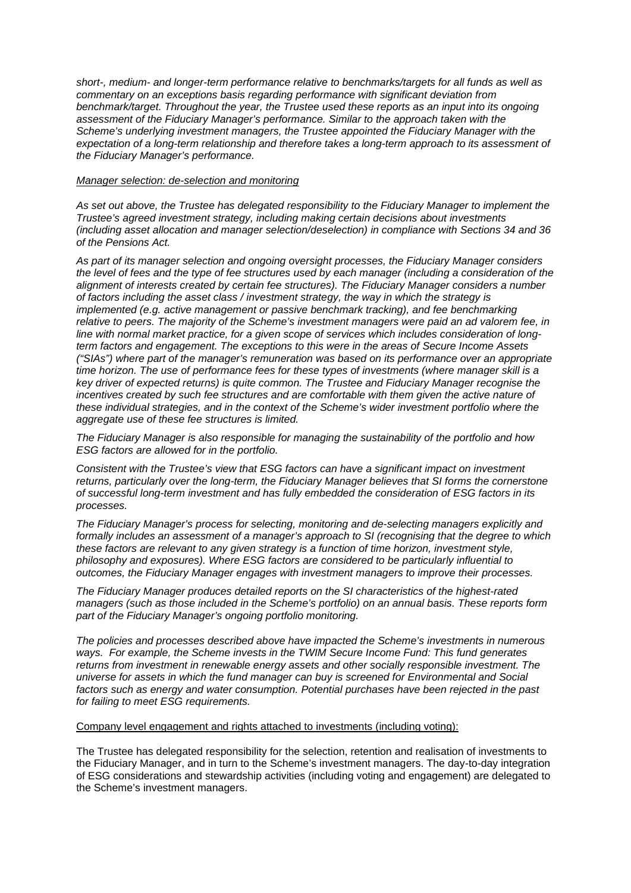*short-, medium- and longer-term performance relative to benchmarks/targets for all funds as well as commentary on an exceptions basis regarding performance with significant deviation from benchmark/target. Throughout the year, the Trustee used these reports as an input into its ongoing assessment of the Fiduciary Manager's performance. Similar to the approach taken with the Scheme's underlying investment managers, the Trustee appointed the Fiduciary Manager with the expectation of a long-term relationship and therefore takes a long-term approach to its assessment of the Fiduciary Manager's performance.*

*Manager selection: de-selection and monitoring*

*As set out above, the Trustee has delegated responsibility to the Fiduciary Manager to implement the Trustee's agreed investment strategy, including making certain decisions about investments (including asset allocation and manager selection/deselection) in compliance with Sections 34 and 36 of the Pensions Act.*

*As part of its manager selection and ongoing oversight processes, the Fiduciary Manager considers the level of fees and the type of fee structures used by each manager (including a consideration of the alignment of interests created by certain fee structures). The Fiduciary Manager considers a number of factors including the asset class / investment strategy, the way in which the strategy is implemented (e.g. active management or passive benchmark tracking), and fee benchmarking relative to peers. The majority of the Scheme's investment managers were paid an ad valorem fee, in line with normal market practice, for a given scope of services which includes consideration of long-term factors and engagement. The exceptions to this were in the areas of Secure Income Assets ("SIAs") where part of the manager's remuneration was based on its performance over an appropriate time horizon. The use of performance fees for these types of investments (where manager skill is a key driver of expected returns) is quite common. The Trustee and Fiduciary Manager recognise the incentives created by such fee structures and are comfortable with them given the active nature of these individual strategies, and in the context of the Scheme's wider investment portfolio where the aggregate use of these fee structures is limited.*

*The Fiduciary Manager is also responsible for managing the sustainability of the portfolio and how ESG factors are allowed for in the portfolio.*

*Consistent with the Trustee's view that ESG factors can have a significant impact on investment returns, particularly over the long-term, the Fiduciary Manager believes that SI forms the cornerstone of successful long-term investment and has fully embedded the consideration of ESG factors in its processes.*

*The Fiduciary Manager's process for selecting, monitoring and de-selecting managers explicitly and formally includes an assessment of a manager's approach to SI (recognising that the degree to which these factors are relevant to any given strategy is a function of time horizon, investment style, philosophy and exposures). Where ESG factors are considered to be particularly influential to outcomes, the Fiduciary Manager engages with investment managers to improve their processes.*

*The Fiduciary Manager produces detailed reports on the SI characteristics of the highest-rated managers (such as those included in the Scheme's portfolio) on an annual basis. These reports form part of the Fiduciary Manager's ongoing portfolio monitoring.*

*The policies and processes described above have impacted the Scheme's investments in numerous ways. For example, the Scheme invests in the TWIM Secure Income Fund: This fund generates returns from investment in renewable energy assets and other socially responsible investment. The universe for assets in which the fund manager can buy is screened for Environmental and Social factors such as energy and water consumption. Potential purchases have been rejected in the past for failing to meet ESG requirements.*

Company level engagement and rights attached to investments (including voting):

The Trustee has delegated responsibility for the selection, retention and realisation of investments to the Fiduciary Manager, and in turn to the Scheme's investment managers. The day-to-day integration of ESG considerations and stewardship activities (including voting and engagement) are delegated to the Scheme's investment managers.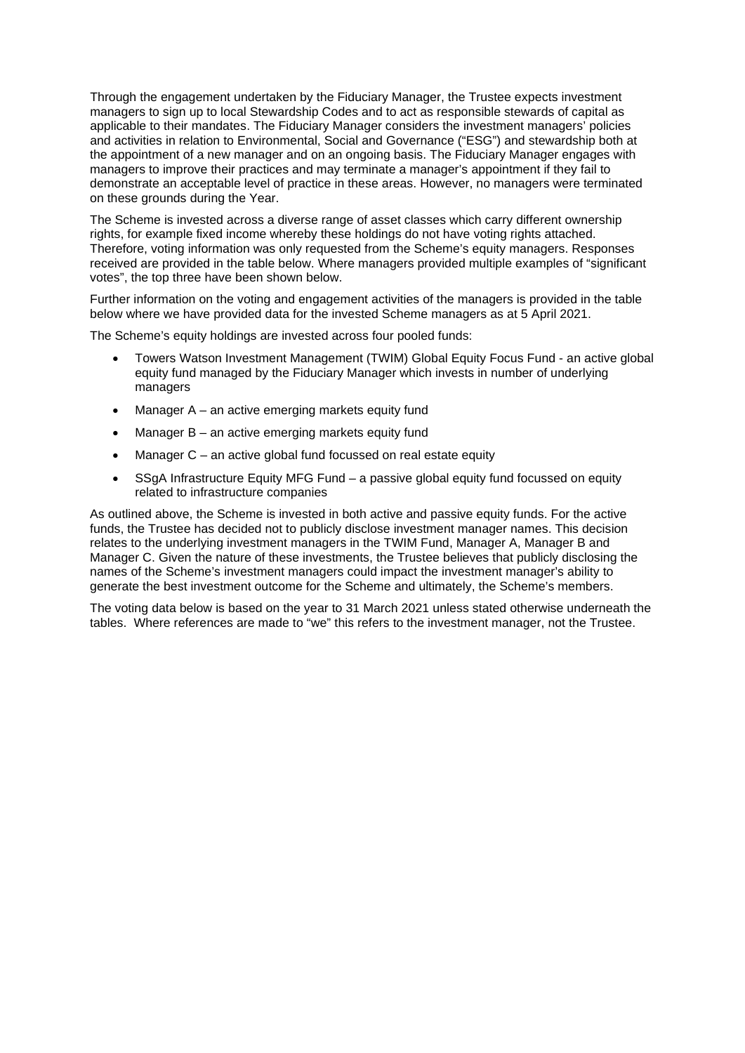Through the engagement undertaken by the Fiduciary Manager, the Trustee expects investment managers to sign up to local Stewardship Codes and to act as responsible stewards of capital as applicable to their mandates. The Fiduciary Manager considers the investment managers' policies and activities in relation to Environmental, Social and Governance ("ESG") and stewardship both at the appointment of a new manager and on an ongoing basis. The Fiduciary Manager engages with managers to improve their practices and may terminate a manager's appointment if they fail to demonstrate an acceptable level of practice in these areas. However, no managers were terminated on these grounds during the Year.

The Scheme is invested across a diverse range of asset classes which carry different ownership rights, for example fixed income whereby these holdings do not have voting rights attached. Therefore, voting information was only requested from the Scheme's equity managers. Responses received are provided in the table below. Where managers provided multiple examples of "significant votes", the top three have been shown below.

Further information on the voting and engagement activities of the managers is provided in the table below where we have provided data for the invested Scheme managers as at 5 April 2021.

The Scheme's equity holdings are invested across four pooled funds:

- Towers Watson Investment Management (TWIM) Global Equity Focus Fund - an active global equity fund managed by the Fiduciary Manager which invests in number of underlying managers
- Manager A – an active emerging markets equity fund
- Manager B – an active emerging markets equity fund
- Manager C – an active global fund focussed on real estate equity
- SSgA Infrastructure Equity MFG Fund – a passive global equity fund focussed on equity related to infrastructure companies

As outlined above, the Scheme is invested in both active and passive equity funds. For the active funds, the Trustee has decided not to publicly disclose investment manager names. This decision relates to the underlying investment managers in the TWIM Fund, Manager A, Manager B and Manager C. Given the nature of these investments, the Trustee believes that publicly disclosing the names of the Scheme's investment managers could impact the investment manager's ability to generate the best investment outcome for the Scheme and ultimately, the Scheme's members.

The voting data below is based on the year to 31 March 2021 unless stated otherwise underneath the tables. Where references are made to "we" this refers to the investment manager, not the Trustee.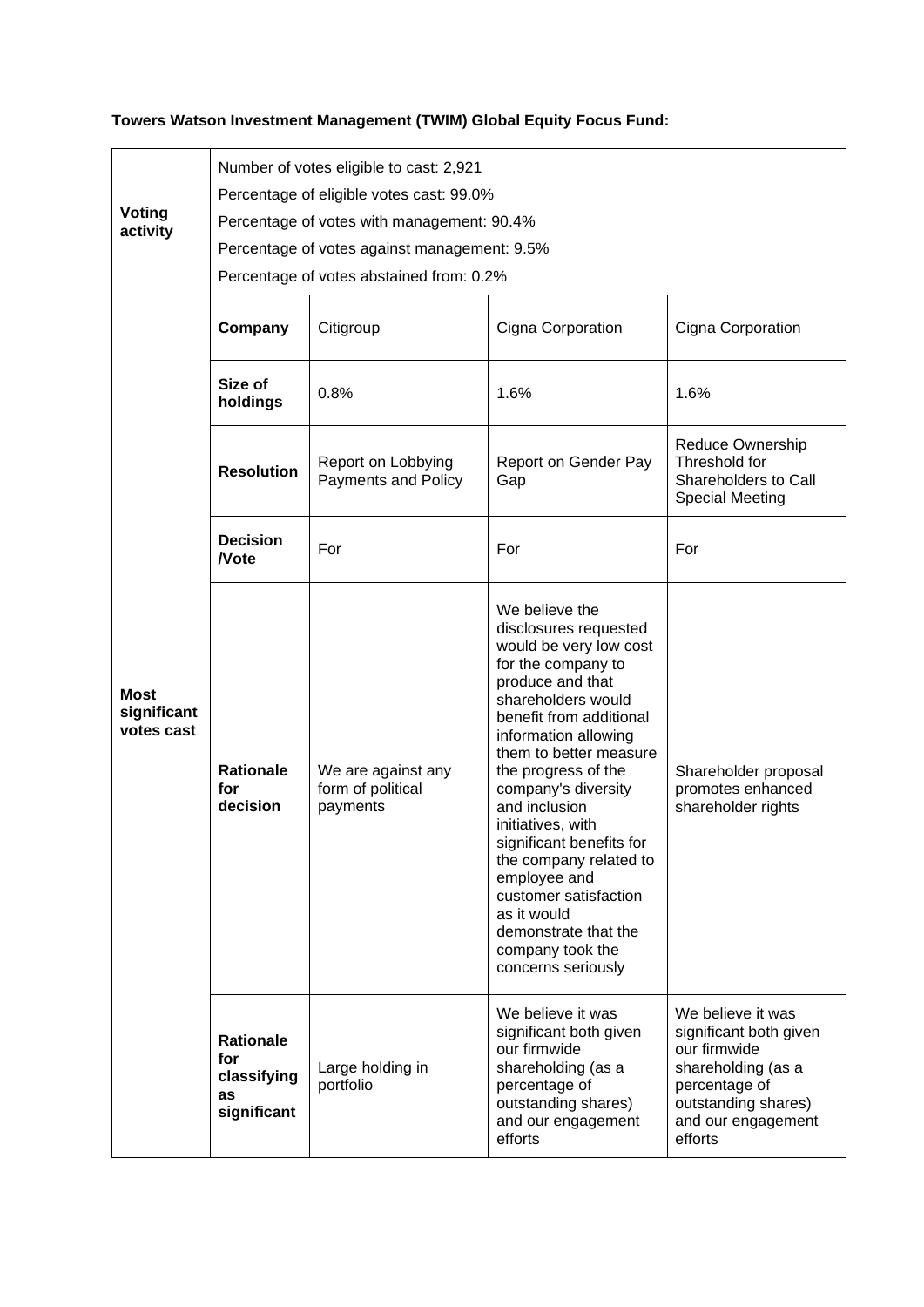**Towers Watson Investment Management (TWIM) Global Equity Focus Fund:**

| | | | | |
|---|---|---|---|---|
| **Voting activity** | Number of votes eligible to cast: 2,921<br>Percentage of eligible votes cast: 99.0%<br>Percentage of votes with management: 90.4%<br>Percentage of votes against management: 9.5%<br>Percentage of votes abstained from: 0.2% | | | |
| **Most significant votes cast** | **Company** | Citigroup | Cigna Corporation | Cigna Corporation |
| | **Size of holdings** | 0.8% | 1.6% | 1.6% |
| | **Resolution** | Report on Lobbying Payments and Policy | Report on Gender Pay Gap | Reduce Ownership Threshold for Shareholders to Call Special Meeting |
| | **Decision /Vote** | For | For | For |
| | **Rationale for decision** | We are against any form of political payments | We believe the disclosures requested would be very low cost for the company to produce and that shareholders would benefit from additional information allowing them to better measure the progress of the company's diversity and inclusion initiatives, with significant benefits for the company related to employee and customer satisfaction as it would demonstrate that the company took the concerns seriously | Shareholder proposal promotes enhanced shareholder rights |
| | **Rationale for classifying as significant** | Large holding in portfolio | We believe it was significant both given our firmwide shareholding (as a percentage of outstanding shares) and our engagement efforts | We believe it was significant both given our firmwide shareholding (as a percentage of outstanding shares) and our engagement efforts |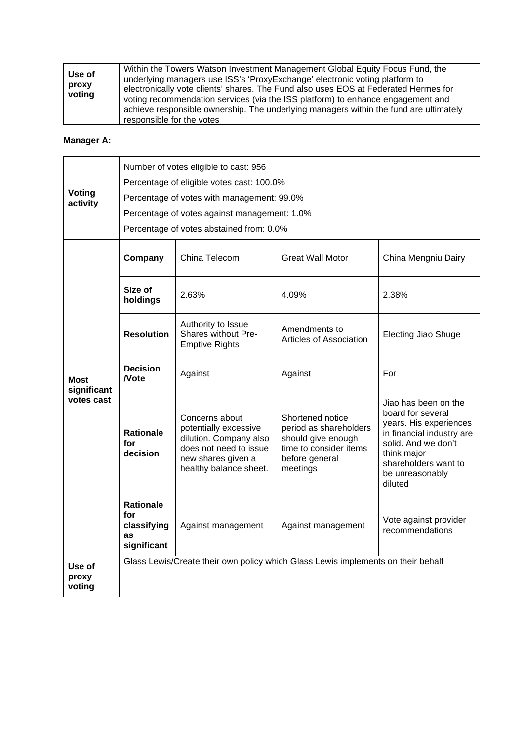| Use of proxy voting | Within the Towers Watson Investment Management Global Equity Focus Fund, the underlying managers use ISS's 'ProxyExchange' electronic voting platform to electronically vote clients' shares. The Fund also uses EOS at Federated Hermes for voting recommendation services (via the ISS platform) to enhance engagement and achieve responsible ownership. The underlying managers within the fund are ultimately responsible for the votes |
|---|---|

**Manager A:**

| | | | | |
|---|---|---|---|---|
| **Voting activity** | Number of votes eligible to cast: 956<br>Percentage of eligible votes cast: 100.0%<br>Percentage of votes with management: 99.0%<br>Percentage of votes against management: 1.0%<br>Percentage of votes abstained from: 0.0% | | | |
| **Most significant votes cast** | **Company** | China Telecom | Great Wall Motor | China Mengniu Dairy |
| | **Size of holdings** | 2.63% | 4.09% | 2.38% |
| | **Resolution** | Authority to Issue Shares without Pre-Emptive Rights | Amendments to Articles of Association | Electing Jiao Shuge |
| | **Decision /Vote** | Against | Against | For |
| | **Rationale for decision** | Concerns about potentially excessive dilution. Company also does not need to issue new shares given a healthy balance sheet. | Shortened notice period as shareholders should give enough time to consider items before general meetings | Jiao has been on the board for several years. His experiences in financial industry are solid. And we don't think major shareholders want to be unreasonably diluted |
| | **Rationale for classifying as significant** | Against management | Against management | Vote against provider recommendations |
| **Use of proxy voting** | Glass Lewis/Create their own policy which Glass Lewis implements on their behalf | | | |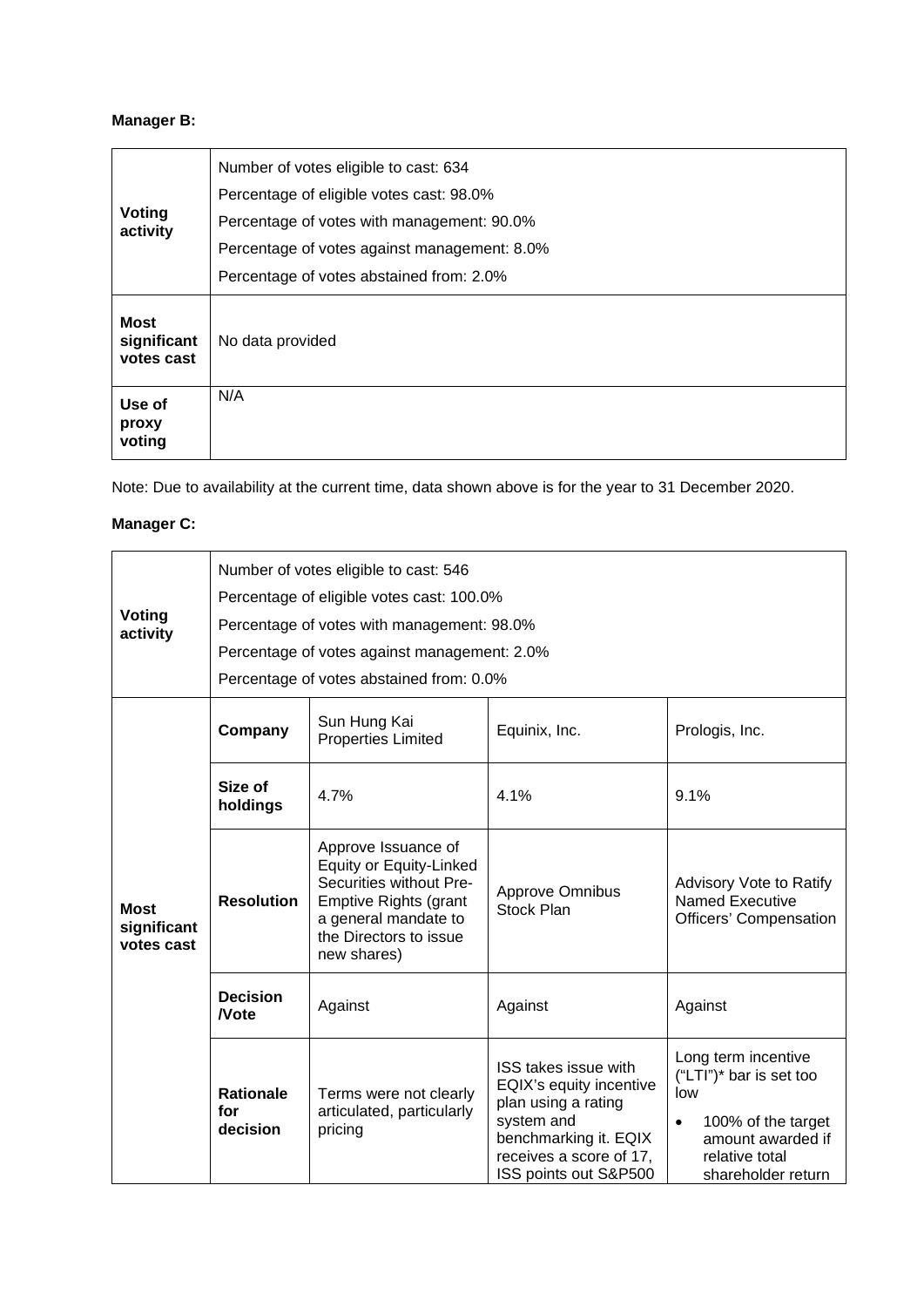**Manager B:**

| | |
|---|---|
| **Voting activity** | Number of votes eligible to cast: 634<br>Percentage of eligible votes cast: 98.0%<br>Percentage of votes with management: 90.0%<br>Percentage of votes against management: 8.0%<br>Percentage of votes abstained from: 2.0% |
| **Most significant votes cast** | No data provided |
| **Use of proxy voting** | N/A |

Note: Due to availability at the current time, data shown above is for the year to 31 December 2020.

**Manager C:**

| | | | | |
|---|---|---|---|---|
| **Voting activity** | Number of votes eligible to cast: 546<br>Percentage of eligible votes cast: 100.0%<br>Percentage of votes with management: 98.0%<br>Percentage of votes against management: 2.0%<br>Percentage of votes abstained from: 0.0% | | | |
| **Most significant votes cast** | **Company** | Sun Hung Kai Properties Limited | Equinix, Inc. | Prologis, Inc. |
| | **Size of holdings** | 4.7% | 4.1% | 9.1% |
| | **Resolution** | Approve Issuance of Equity or Equity-Linked Securities without Pre-Emptive Rights (grant a general mandate to the Directors to issue new shares) | Approve Omnibus Stock Plan | Advisory Vote to Ratify Named Executive Officers' Compensation |
| | **Decision /Vote** | Against | Against | Against |
| | **Rationale for decision** | Terms were not clearly articulated, particularly pricing | ISS takes issue with EQIX's equity incentive plan using a rating system and benchmarking it. EQIX receives a score of 17, ISS points out S&P500 | Long term incentive ("LTI")* bar is set too low<br>• 100% of the target amount awarded if relative total shareholder return |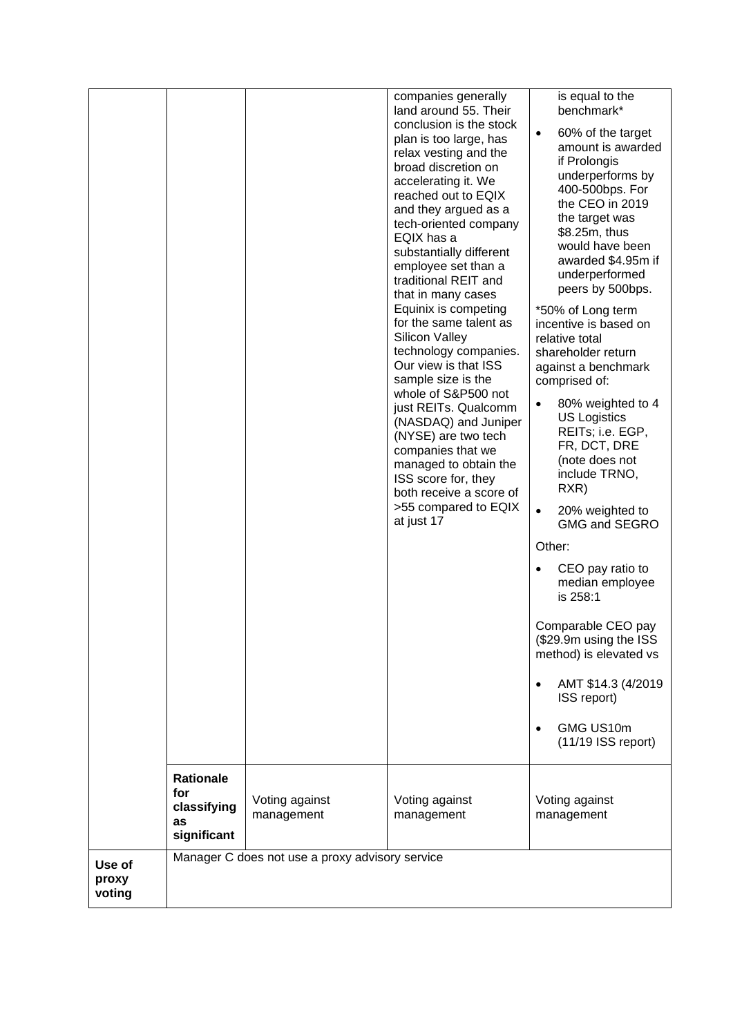| | | | | |
|---|---|---|---|---|
| | | | companies generally land around 55. Their conclusion is the stock plan is too large, has relax vesting and the broad discretion on accelerating it. We reached out to EQIX and they argued as a tech-oriented company EQIX has a substantially different employee set than a traditional REIT and that in many cases Equinix is competing for the same talent as Silicon Valley technology companies. Our view is that ISS sample size is the whole of S&P500 not just REITs. Qualcomm (NASDAQ) and Juniper (NYSE) are two tech companies that we managed to obtain the ISS score for, they both receive a score of >55 compared to EQIX at just 17 | is equal to the benchmark*<br>• 60% of the target amount is awarded if Prolongis underperforms by 400-500bps. For the CEO in 2019 the target was \$8.25m, thus would have been awarded \$4.95m if underperformed peers by 500bps.<br>*50% of Long term incentive is based on relative total shareholder return against a benchmark comprised of:<br>• 80% weighted to 4 US Logistics REITs; i.e. EGP, FR, DCT, DRE (note does not include TRNO, RXR)<br>• 20% weighted to GMG and SEGRO<br>Other:<br>• CEO pay ratio to median employee is 258:1<br>Comparable CEO pay (\$29.9m using the ISS method) is elevated vs<br>• AMT \$14.3 (4/2019 ISS report)<br>• GMG US10m (11/19 ISS report) |
| | **Rationale for classifying as significant** | Voting against management | Voting against management | Voting against management |
| **Use of proxy voting** | Manager C does not use a proxy advisory service | | | |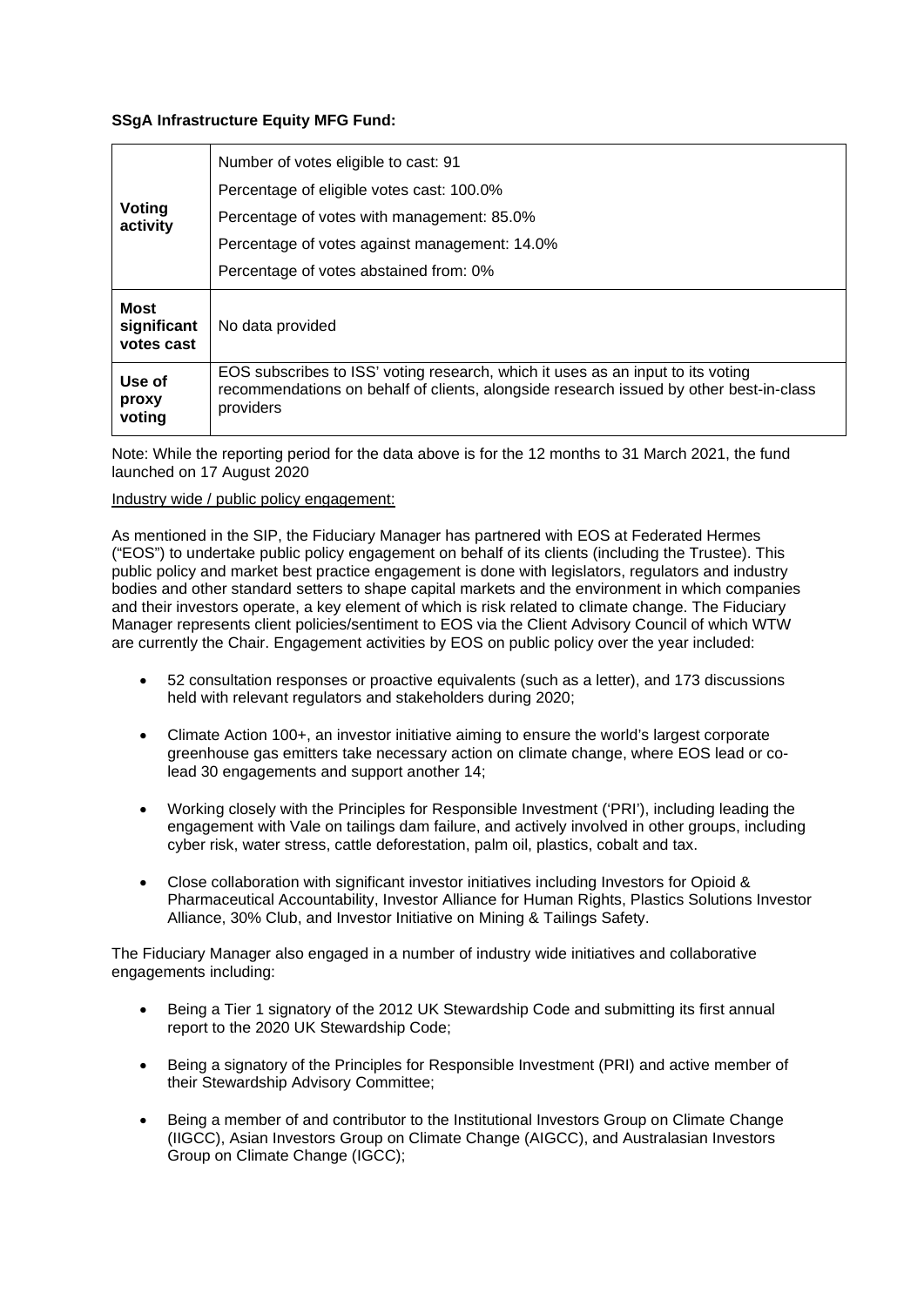**SSgA Infrastructure Equity MFG Fund:**

| | |
|---|---|
| **Voting activity** | Number of votes eligible to cast: 91<br>Percentage of eligible votes cast: 100.0%<br>Percentage of votes with management: 85.0%<br>Percentage of votes against management: 14.0%<br>Percentage of votes abstained from: 0% |
| **Most significant votes cast** | No data provided |
| **Use of proxy voting** | EOS subscribes to ISS' voting research, which it uses as an input to its voting recommendations on behalf of clients, alongside research issued by other best-in-class providers |

Note: While the reporting period for the data above is for the 12 months to 31 March 2021, the fund launched on 17 August 2020

Industry wide / public policy engagement:

As mentioned in the SIP, the Fiduciary Manager has partnered with EOS at Federated Hermes ("EOS") to undertake public policy engagement on behalf of its clients (including the Trustee). This public policy and market best practice engagement is done with legislators, regulators and industry bodies and other standard setters to shape capital markets and the environment in which companies and their investors operate, a key element of which is risk related to climate change. The Fiduciary Manager represents client policies/sentiment to EOS via the Client Advisory Council of which WTW are currently the Chair. Engagement activities by EOS on public policy over the year included:

- 52 consultation responses or proactive equivalents (such as a letter), and 173 discussions held with relevant regulators and stakeholders during 2020;
- Climate Action 100+, an investor initiative aiming to ensure the world's largest corporate greenhouse gas emitters take necessary action on climate change, where EOS lead or co-lead 30 engagements and support another 14;
- Working closely with the Principles for Responsible Investment ('PRI'), including leading the engagement with Vale on tailings dam failure, and actively involved in other groups, including cyber risk, water stress, cattle deforestation, palm oil, plastics, cobalt and tax.
- Close collaboration with significant investor initiatives including Investors for Opioid & Pharmaceutical Accountability, Investor Alliance for Human Rights, Plastics Solutions Investor Alliance, 30% Club, and Investor Initiative on Mining & Tailings Safety.

The Fiduciary Manager also engaged in a number of industry wide initiatives and collaborative engagements including:

- Being a Tier 1 signatory of the 2012 UK Stewardship Code and submitting its first annual report to the 2020 UK Stewardship Code;
- Being a signatory of the Principles for Responsible Investment (PRI) and active member of their Stewardship Advisory Committee;
- Being a member of and contributor to the Institutional Investors Group on Climate Change (IIGCC), Asian Investors Group on Climate Change (AIGCC), and Australasian Investors Group on Climate Change (IGCC);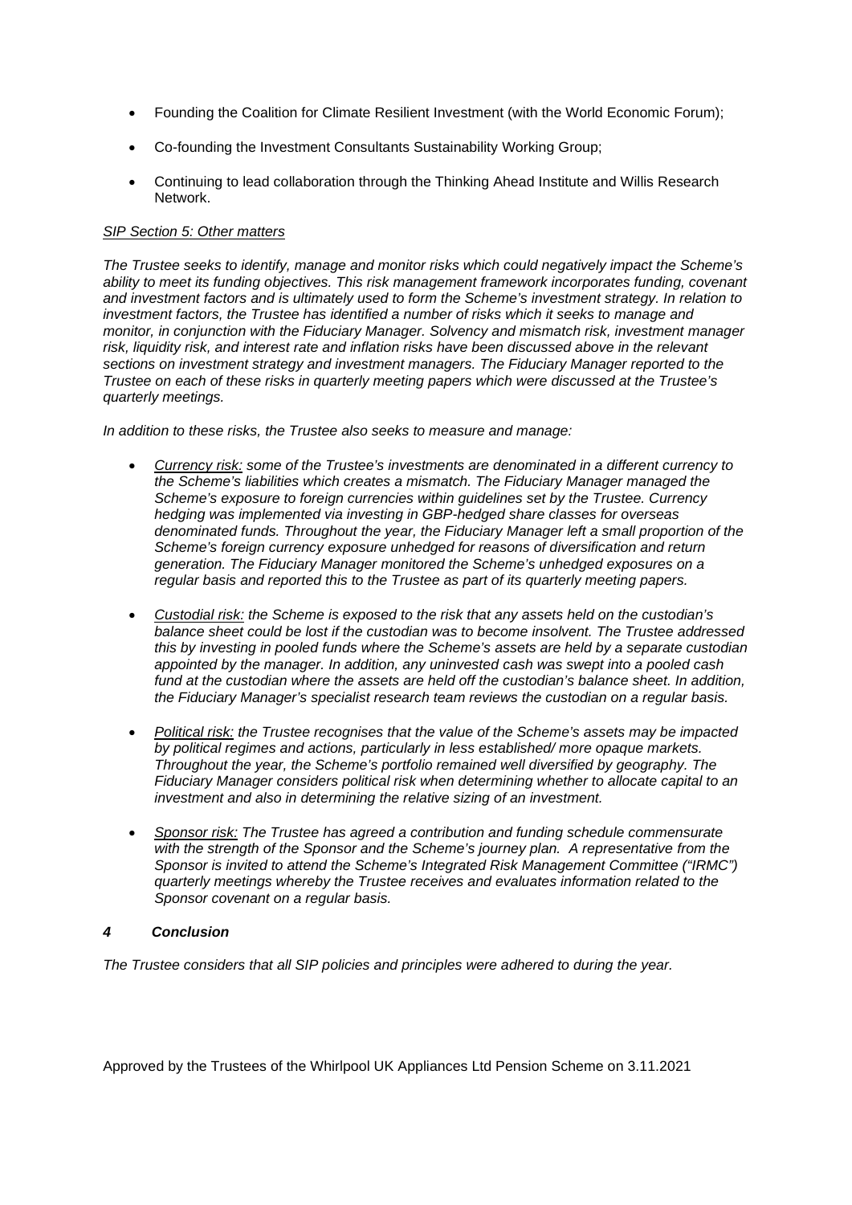- Founding the Coalition for Climate Resilient Investment (with the World Economic Forum);
- Co-founding the Investment Consultants Sustainability Working Group;
- Continuing to lead collaboration through the Thinking Ahead Institute and Willis Research Network.

*SIP Section 5: Other matters*

*The Trustee seeks to identify, manage and monitor risks which could negatively impact the Scheme's ability to meet its funding objectives. This risk management framework incorporates funding, covenant and investment factors and is ultimately used to form the Scheme's investment strategy. In relation to investment factors, the Trustee has identified a number of risks which it seeks to manage and monitor, in conjunction with the Fiduciary Manager. Solvency and mismatch risk, investment manager risk, liquidity risk, and interest rate and inflation risks have been discussed above in the relevant sections on investment strategy and investment managers. The Fiduciary Manager reported to the Trustee on each of these risks in quarterly meeting papers which were discussed at the Trustee's quarterly meetings.*

*In addition to these risks, the Trustee also seeks to measure and manage:*

- *Currency risk: some of the Trustee's investments are denominated in a different currency to the Scheme's liabilities which creates a mismatch. The Fiduciary Manager managed the Scheme's exposure to foreign currencies within guidelines set by the Trustee. Currency hedging was implemented via investing in GBP-hedged share classes for overseas denominated funds. Throughout the year, the Fiduciary Manager left a small proportion of the Scheme's foreign currency exposure unhedged for reasons of diversification and return generation. The Fiduciary Manager monitored the Scheme's unhedged exposures on a regular basis and reported this to the Trustee as part of its quarterly meeting papers.*
- *Custodial risk: the Scheme is exposed to the risk that any assets held on the custodian's balance sheet could be lost if the custodian was to become insolvent. The Trustee addressed this by investing in pooled funds where the Scheme's assets are held by a separate custodian appointed by the manager. In addition, any uninvested cash was swept into a pooled cash fund at the custodian where the assets are held off the custodian's balance sheet. In addition, the Fiduciary Manager's specialist research team reviews the custodian on a regular basis.*
- *Political risk: the Trustee recognises that the value of the Scheme's assets may be impacted by political regimes and actions, particularly in less established/ more opaque markets. Throughout the year, the Scheme's portfolio remained well diversified by geography. The Fiduciary Manager considers political risk when determining whether to allocate capital to an investment and also in determining the relative sizing of an investment.*
- *Sponsor risk: The Trustee has agreed a contribution and funding schedule commensurate with the strength of the Sponsor and the Scheme's journey plan. A representative from the Sponsor is invited to attend the Scheme's Integrated Risk Management Committee ("IRMC") quarterly meetings whereby the Trustee receives and evaluates information related to the Sponsor covenant on a regular basis.*

## *4 Conclusion*

*The Trustee considers that all SIP policies and principles were adhered to during the year.*

Approved by the Trustees of the Whirlpool UK Appliances Ltd Pension Scheme on 3.11.2021